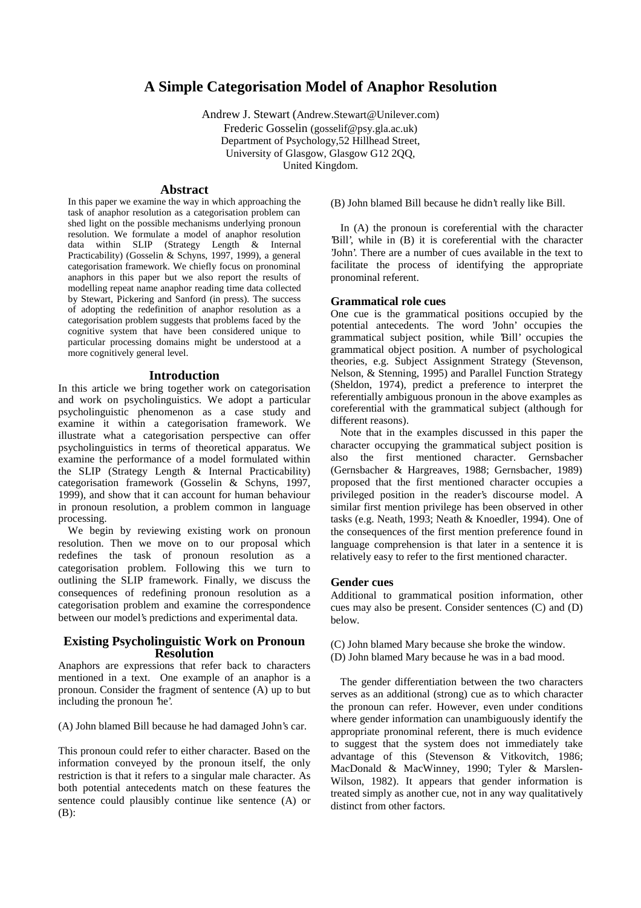// A Simple Categorisation Model of Anaphor Resolution

Andrew J. Stewart (Andrew.Stewart@Unilever.com)
Frederic Gosselin (gosselif@psy.gla.ac.uk)
Department of Psychology,52 Hillhead Street,
University of Glasgow, Glasgow G12 2QQ,
United Kingdom.

## Abstract

In this paper we examine the way in which approaching the task of anaphor resolution as a categorisation problem can shed light on the possible mechanisms underlying pronoun resolution. We formulate a model of anaphor resolution data within SLIP (Strategy Length & Internal Practicability) (Gosselin & Schyns, 1997, 1999), a general categorisation framework. We chiefly focus on pronominal anaphors in this paper but we also report the results of modelling repeat name anaphor reading time data collected by Stewart, Pickering and Sanford (in press). The success of adopting the redefinition of anaphor resolution as a categorisation problem suggests that problems faced by the cognitive system that have been considered unique to particular processing domains might be understood at a more cognitively general level.

## Introduction

In this article we bring together work on categorisation and work on psycholinguistics. We adopt a particular psycholinguistic phenomenon as a case study and examine it within a categorisation framework. We illustrate what a categorisation perspective can offer psycholinguistics in terms of theoretical apparatus. We examine the performance of a model formulated within the SLIP (Strategy Length & Internal Practicability) categorisation framework (Gosselin & Schyns, 1997, 1999), and show that it can account for human behaviour in pronoun resolution, a problem common in language processing.

We begin by reviewing existing work on pronoun resolution. Then we move on to our proposal which redefines the task of pronoun resolution as a categorisation problem. Following this we turn to outlining the SLIP framework. Finally, we discuss the consequences of redefining pronoun resolution as a categorisation problem and examine the correspondence between our model's predictions and experimental data.

## Existing Psycholinguistic Work on Pronoun Resolution

Anaphors are expressions that refer back to characters mentioned in a text. One example of an anaphor is a pronoun. Consider the fragment of sentence (A) up to but including the pronoun 'he'.

(A) John blamed Bill because he had damaged John's car.

This pronoun could refer to either character. Based on the information conveyed by the pronoun itself, the only restriction is that it refers to a singular male character. As both potential antecedents match on these features the sentence could plausibly continue like sentence (A) or (B):

(B) John blamed Bill because he didn't really like Bill.

In (A) the pronoun is coreferential with the character 'Bill', while in (B) it is coreferential with the character 'John'. There are a number of cues available in the text to facilitate the process of identifying the appropriate pronominal referent.

### Grammatical role cues

One cue is the grammatical positions occupied by the potential antecedents. The word 'John' occupies the grammatical subject position, while 'Bill' occupies the grammatical object position. A number of psychological theories, e.g. Subject Assignment Strategy (Stevenson, Nelson, & Stenning, 1995) and Parallel Function Strategy (Sheldon, 1974), predict a preference to interpret the referentially ambiguous pronoun in the above examples as coreferential with the grammatical subject (although for different reasons).

Note that in the examples discussed in this paper the character occupying the grammatical subject position is also the first mentioned character. Gernsbacher (Gernsbacher & Hargreaves, 1988; Gernsbacher, 1989) proposed that the first mentioned character occupies a privileged position in the reader's discourse model. A similar first mention privilege has been observed in other tasks (e.g. Neath, 1993; Neath & Knoedler, 1994). One of the consequences of the first mention preference found in language comprehension is that later in a sentence it is relatively easy to refer to the first mentioned character.

### Gender cues

Additional to grammatical position information, other cues may also be present. Consider sentences (C) and (D) below.

(C) John blamed Mary because she broke the window.
(D) John blamed Mary because he was in a bad mood.

The gender differentiation between the two characters serves as an additional (strong) cue as to which character the pronoun can refer. However, even under conditions where gender information can unambiguously identify the appropriate pronominal referent, there is much evidence to suggest that the system does not immediately take advantage of this (Stevenson & Vitkovitch, 1986; MacDonald & MacWinney, 1990; Tyler & Marslen-Wilson, 1982). It appears that gender information is treated simply as another cue, not in any way qualitatively distinct from other factors.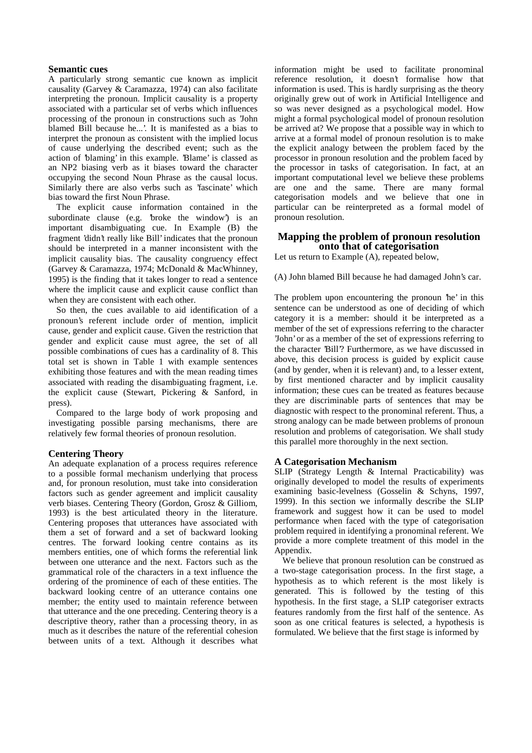### Semantic cues

A particularly strong semantic cue known as implicit causality (Garvey & Caramazza, 1974) can also facilitate interpreting the pronoun. Implicit causality is a property associated with a particular set of verbs which influences processing of the pronoun in constructions such as 'John blamed Bill because he...'. It is manifested as a bias to interpret the pronoun as consistent with the implied locus of cause underlying the described event; such as the action of 'blaming' in this example. 'Blame' is classed as an NP2 biasing verb as it biases toward the character occupying the second Noun Phrase as the causal locus. Similarly there are also verbs such as 'fascinate' which bias toward the first Noun Phrase.

The explicit cause information contained in the subordinate clause (e.g. 'broke the window') is an important disambiguating cue. In Example (B) the fragment 'didn't really like Bill' indicates that the pronoun should be interpreted in a manner inconsistent with the implicit causality bias. The causality congruency effect (Garvey & Caramazza, 1974; McDonald & MacWhinney, 1995) is the finding that it takes longer to read a sentence where the implicit cause and explicit cause conflict than when they are consistent with each other.

So then, the cues available to aid identification of a pronoun's referent include order of mention, implicit cause, gender and explicit cause. Given the restriction that gender and explicit cause must agree, the set of all possible combinations of cues has a cardinality of 8. This total set is shown in Table 1 with example sentences exhibiting those features and with the mean reading times associated with reading the disambiguating fragment, i.e. the explicit cause (Stewart, Pickering & Sanford, in press).

Compared to the large body of work proposing and investigating possible parsing mechanisms, there are relatively few formal theories of pronoun resolution.

### Centering Theory

An adequate explanation of a process requires reference to a possible formal mechanism underlying that process and, for pronoun resolution, must take into consideration factors such as gender agreement and implicit causality verb biases. Centering Theory (Gordon, Grosz & Gilliom, 1993) is the best articulated theory in the literature. Centering proposes that utterances have associated with them a set of forward and a set of backward looking centres. The forward looking centre contains as its members entities, one of which forms the referential link between one utterance and the next. Factors such as the grammatical role of the characters in a text influence the ordering of the prominence of each of these entities. The backward looking centre of an utterance contains one member; the entity used to maintain reference between that utterance and the one preceding. Centering theory is a descriptive theory, rather than a processing theory, in as much as it describes the nature of the referential cohesion between units of a text. Although it describes what information might be used to facilitate pronominal reference resolution, it doesn't formalise how that information is used. This is hardly surprising as the theory originally grew out of work in Artificial Intelligence and so was never designed as a psychological model. How might a formal psychological model of pronoun resolution be arrived at? We propose that a possible way in which to arrive at a formal model of pronoun resolution is to make the explicit analogy between the problem faced by the processor in pronoun resolution and the problem faced by the processor in tasks of categorisation. In fact, at an important computational level we believe these problems are one and the same. There are many formal categorisation models and we believe that one in particular can be reinterpreted as a formal model of pronoun resolution.

## Mapping the problem of pronoun resolution onto that of categorisation

Let us return to Example (A), repeated below,

(A) John blamed Bill because he had damaged John's car.

The problem upon encountering the pronoun 'he' in this sentence can be understood as one of deciding of which category it is a member: should it be interpreted as a member of the set of expressions referring to the character 'John' or as a member of the set of expressions referring to the character 'Bill'? Furthermore, as we have discussed in above, this decision process is guided by explicit cause (and by gender, when it is relevant) and, to a lesser extent, by first mentioned character and by implicit causality information; these cues can be treated as features because they are discriminable parts of sentences that may be diagnostic with respect to the pronominal referent. Thus, a strong analogy can be made between problems of pronoun resolution and problems of categorisation. We shall study this parallel more thoroughly in the next section.

### A Categorisation Mechanism

SLIP (Strategy Length & Internal Practicability) was originally developed to model the results of experiments examining basic-levelness (Gosselin & Schyns, 1997, 1999). In this section we informally describe the SLIP framework and suggest how it can be used to model performance when faced with the type of categorisation problem required in identifying a pronominal referent. We provide a more complete treatment of this model in the Appendix.

We believe that pronoun resolution can be construed as a two-stage categorisation process. In the first stage, a hypothesis as to which referent is the most likely is generated. This is followed by the testing of this hypothesis. In the first stage, a SLIP categoriser extracts features randomly from the first half of the sentence. As soon as one critical features is selected, a hypothesis is formulated. We believe that the first stage is informed by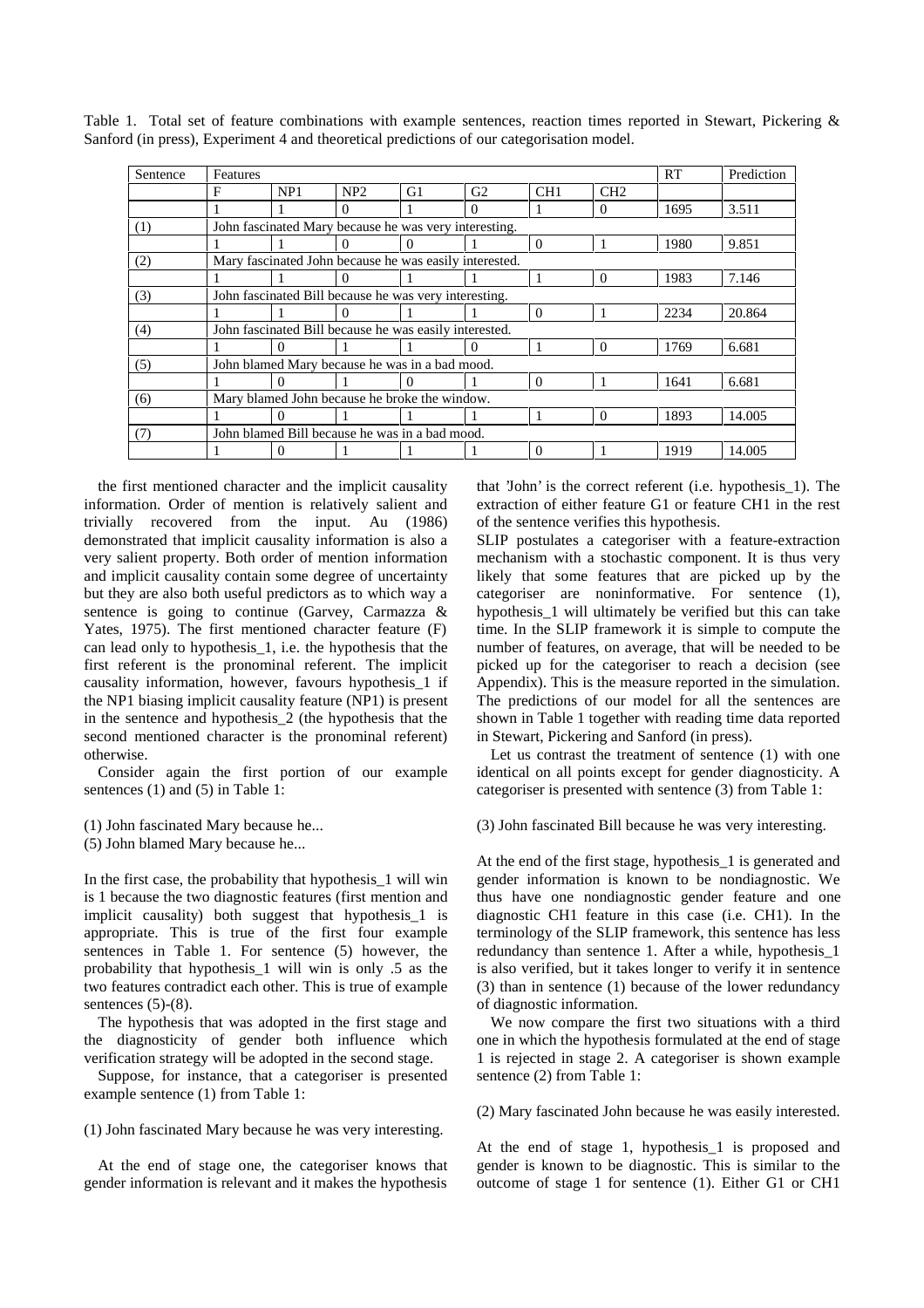Table 1. Total set of feature combinations with example sentences, reaction times reported in Stewart, Pickering & Sanford (in press), Experiment 4 and theoretical predictions of our categorisation model.

| Sentence | Features | | | | | | | RT | Prediction |
|---|---|---|---|---|---|---|---|---|---|
| | F | NP1 | NP2 | G1 | G2 | CH1 | CH2 | | |
| | 1 | 1 | 0 | 1 | 0 | 1 | 0 | 1695 | 3.511 |
| (1) | John fascinated Mary because he was very interesting. | | | | | | | | |
| | 1 | 1 | 0 | 0 | 1 | 0 | 1 | 1980 | 9.851 |
| (2) | Mary fascinated John because he was easily interested. | | | | | | | | |
| | 1 | 1 | 0 | 1 | 1 | 1 | 0 | 1983 | 7.146 |
| (3) | John fascinated Bill because he was very interesting. | | | | | | | | |
| | 1 | 1 | 0 | 1 | 1 | 0 | 1 | 2234 | 20.864 |
| (4) | John fascinated Bill because he was easily interested. | | | | | | | | |
| | 1 | 0 | 1 | 1 | 0 | 1 | 0 | 1769 | 6.681 |
| (5) | John blamed Mary because he was in a bad mood. | | | | | | | | |
| | 1 | 0 | 1 | 0 | 1 | 0 | 1 | 1641 | 6.681 |
| (6) | Mary blamed John because he broke the window. | | | | | | | | |
| | 1 | 0 | 1 | 1 | 1 | 1 | 0 | 1893 | 14.005 |
| (7) | John blamed Bill because he was in a bad mood. | | | | | | | | |
| | 1 | 0 | 1 | 1 | 1 | 0 | 1 | 1919 | 14.005 |

the first mentioned character and the implicit causality information. Order of mention is relatively salient and trivially recovered from the input. Au (1986) demonstrated that implicit causality information is also a very salient property. Both order of mention information and implicit causality contain some degree of uncertainty but they are also both useful predictors as to which way a sentence is going to continue (Garvey, Carmazza & Yates, 1975). The first mentioned character feature (F) can lead only to hypothesis_1, i.e. the hypothesis that the first referent is the pronominal referent. The implicit causality information, however, favours hypothesis_1 if the NP1 biasing implicit causality feature (NP1) is present in the sentence and hypothesis_2 (the hypothesis that the second mentioned character is the pronominal referent) otherwise.

Consider again the first portion of our example sentences (1) and (5) in Table 1:

(1) John fascinated Mary because he...
(5) John blamed Mary because he...

In the first case, the probability that hypothesis_1 will win is 1 because the two diagnostic features (first mention and implicit causality) both suggest that hypothesis_1 is appropriate. This is true of the first four example sentences in Table 1. For sentence (5) however, the probability that hypothesis_1 will win is only .5 as the two features contradict each other. This is true of example sentences (5)-(8).

The hypothesis that was adopted in the first stage and the diagnosticity of gender both influence which verification strategy will be adopted in the second stage.

Suppose, for instance, that a categoriser is presented example sentence (1) from Table 1:

(1) John fascinated Mary because he was very interesting.

At the end of stage one, the categoriser knows that gender information is relevant and it makes the hypothesis that 'John' is the correct referent (i.e. hypothesis_1). The extraction of either feature G1 or feature CH1 in the rest of the sentence verifies this hypothesis.

SLIP postulates a categoriser with a feature-extraction mechanism with a stochastic component. It is thus very likely that some features that are picked up by the categoriser are noninformative. For sentence (1), hypothesis_1 will ultimately be verified but this can take time. In the SLIP framework it is simple to compute the number of features, on average, that will be needed to be picked up for the categoriser to reach a decision (see Appendix). This is the measure reported in the simulation. The predictions of our model for all the sentences are shown in Table 1 together with reading time data reported in Stewart, Pickering and Sanford (in press).

Let us contrast the treatment of sentence (1) with one identical on all points except for gender diagnosticity. A categoriser is presented with sentence (3) from Table 1:

(3) John fascinated Bill because he was very interesting.

At the end of the first stage, hypothesis_1 is generated and gender information is known to be nondiagnostic. We thus have one nondiagnostic gender feature and one diagnostic CH1 feature in this case (i.e. CH1). In the terminology of the SLIP framework, this sentence has less redundancy than sentence 1. After a while, hypothesis_1 is also verified, but it takes longer to verify it in sentence (3) than in sentence (1) because of the lower redundancy of diagnostic information.

We now compare the first two situations with a third one in which the hypothesis formulated at the end of stage 1 is rejected in stage 2. A categoriser is shown example sentence (2) from Table 1:

(2) Mary fascinated John because he was easily interested.

At the end of stage 1, hypothesis_1 is proposed and gender is known to be diagnostic. This is similar to the outcome of stage 1 for sentence (1). Either G1 or CH1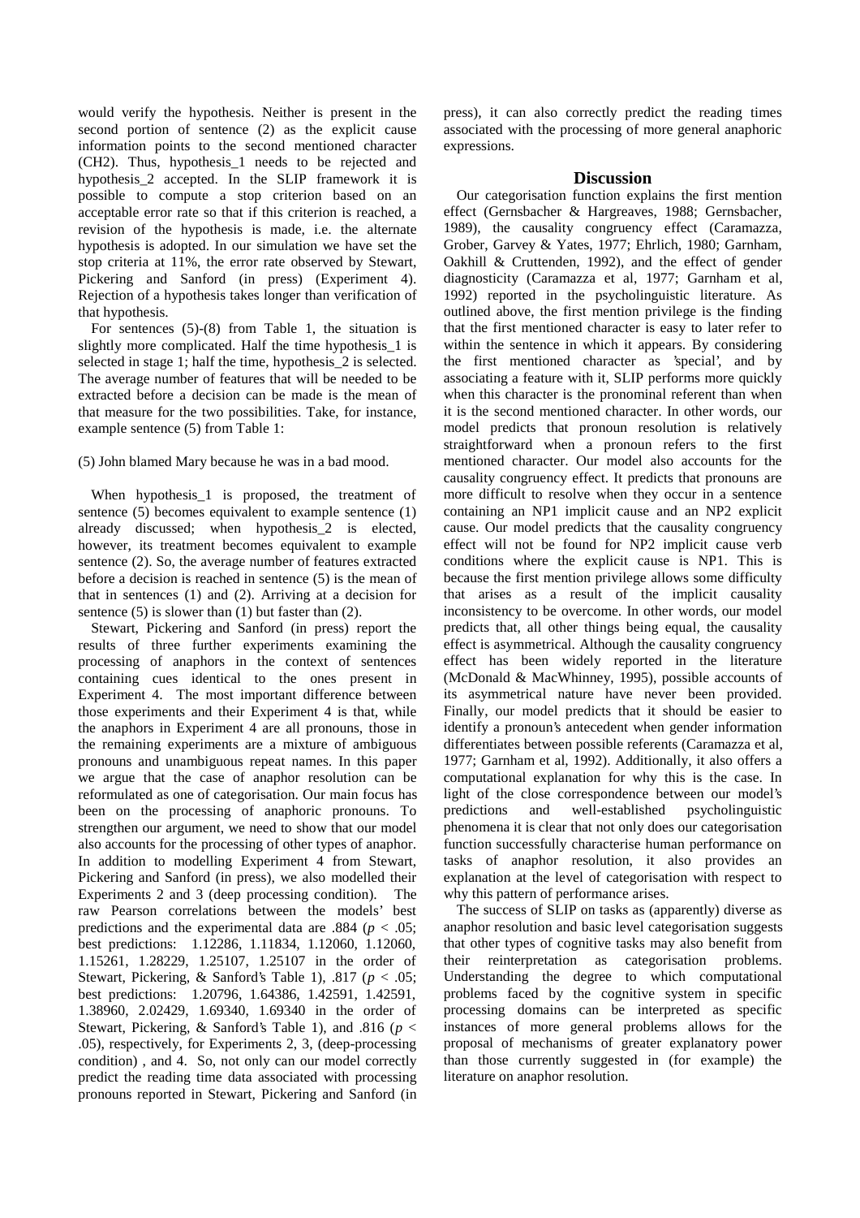would verify the hypothesis. Neither is present in the second portion of sentence (2) as the explicit cause information points to the second mentioned character (CH2). Thus, hypothesis_1 needs to be rejected and hypothesis_2 accepted. In the SLIP framework it is possible to compute a stop criterion based on an acceptable error rate so that if this criterion is reached, a revision of the hypothesis is made, i.e. the alternate hypothesis is adopted. In our simulation we have set the stop criteria at 11%, the error rate observed by Stewart, Pickering and Sanford (in press) (Experiment 4). Rejection of a hypothesis takes longer than verification of that hypothesis.

For sentences (5)-(8) from Table 1, the situation is slightly more complicated. Half the time hypothesis_1 is selected in stage 1; half the time, hypothesis_2 is selected. The average number of features that will be needed to be extracted before a decision can be made is the mean of that measure for the two possibilities. Take, for instance, example sentence (5) from Table 1:

(5) John blamed Mary because he was in a bad mood.

When hypothesis_1 is proposed, the treatment of sentence (5) becomes equivalent to example sentence (1) already discussed; when hypothesis_2 is elected, however, its treatment becomes equivalent to example sentence (2). So, the average number of features extracted before a decision is reached in sentence (5) is the mean of that in sentences (1) and (2). Arriving at a decision for sentence (5) is slower than (1) but faster than (2).

Stewart, Pickering and Sanford (in press) report the results of three further experiments examining the processing of anaphors in the context of sentences containing cues identical to the ones present in Experiment 4. The most important difference between those experiments and their Experiment 4 is that, while the anaphors in Experiment 4 are all pronouns, those in the remaining experiments are a mixture of ambiguous pronouns and unambiguous repeat names. In this paper we argue that the case of anaphor resolution can be reformulated as one of categorisation. Our main focus has been on the processing of anaphoric pronouns. To strengthen our argument, we need to show that our model also accounts for the processing of other types of anaphor. In addition to modelling Experiment 4 from Stewart, Pickering and Sanford (in press), we also modelled their Experiments 2 and 3 (deep processing condition). The raw Pearson correlations between the models' best predictions and the experimental data are .884 ($p < .05$; best predictions: 1.12286, 1.11834, 1.12060, 1.12060, 1.15261, 1.28229, 1.25107, 1.25107 in the order of Stewart, Pickering, & Sanford's Table 1), .817 ($p < .05$; best predictions: 1.20796, 1.64386, 1.42591, 1.42591, 1.38960, 2.02429, 1.69340, 1.69340 in the order of Stewart, Pickering, & Sanford's Table 1), and .816 ($p < .05$), respectively, for Experiments 2, 3, (deep-processing condition) , and 4. So, not only can our model correctly predict the reading time data associated with processing pronouns reported in Stewart, Pickering and Sanford (in press), it can also correctly predict the reading times associated with the processing of more general anaphoric expressions.

## Discussion

Our categorisation function explains the first mention effect (Gernsbacher & Hargreaves, 1988; Gernsbacher, 1989), the causality congruency effect (Caramazza, Grober, Garvey & Yates, 1977; Ehrlich, 1980; Garnham, Oakhill & Cruttenden, 1992), and the effect of gender diagnosticity (Caramazza et al, 1977; Garnham et al, 1992) reported in the psycholinguistic literature. As outlined above, the first mention privilege is the finding that the first mentioned character is easy to later refer to within the sentence in which it appears. By considering the first mentioned character as 'special', and by associating a feature with it, SLIP performs more quickly when this character is the pronominal referent than when it is the second mentioned character. In other words, our model predicts that pronoun resolution is relatively straightforward when a pronoun refers to the first mentioned character. Our model also accounts for the causality congruency effect. It predicts that pronouns are more difficult to resolve when they occur in a sentence containing an NP1 implicit cause and an NP2 explicit cause. Our model predicts that the causality congruency effect will not be found for NP2 implicit cause verb conditions where the explicit cause is NP1. This is because the first mention privilege allows some difficulty that arises as a result of the implicit causality inconsistency to be overcome. In other words, our model predicts that, all other things being equal, the causality effect is asymmetrical. Although the causality congruency effect has been widely reported in the literature (McDonald & MacWhinney, 1995), possible accounts of its asymmetrical nature have never been provided. Finally, our model predicts that it should be easier to identify a pronoun's antecedent when gender information differentiates between possible referents (Caramazza et al, 1977; Garnham et al, 1992). Additionally, it also offers a computational explanation for why this is the case. In light of the close correspondence between our model's predictions and well-established psycholinguistic phenomena it is clear that not only does our categorisation function successfully characterise human performance on tasks of anaphor resolution, it also provides an explanation at the level of categorisation with respect to why this pattern of performance arises.

The success of SLIP on tasks as (apparently) diverse as anaphor resolution and basic level categorisation suggests that other types of cognitive tasks may also benefit from their reinterpretation as categorisation problems. Understanding the degree to which computational problems faced by the cognitive system in specific processing domains can be interpreted as specific instances of more general problems allows for the proposal of mechanisms of greater explanatory power than those currently suggested in (for example) the literature on anaphor resolution.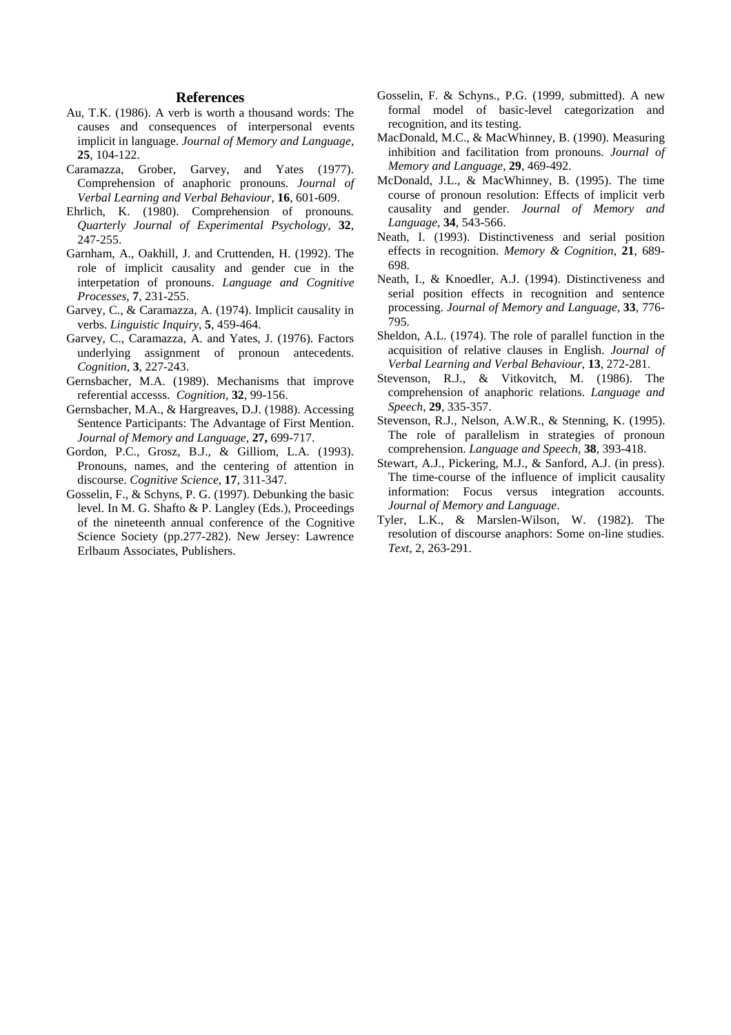## References

Au, T.K. (1986). A verb is worth a thousand words: The causes and consequences of interpersonal events implicit in language. *Journal of Memory and Language*, **25**, 104-122.

Caramazza, Grober, Garvey, and Yates (1977). Comprehension of anaphoric pronouns. *Journal of Verbal Learning and Verbal Behaviour*, **16**, 601-609.

Ehrlich, K. (1980). Comprehension of pronouns. *Quarterly Journal of Experimental Psychology*, **32**, 247-255.

Garnham, A., Oakhill, J. and Cruttenden, H. (1992). The role of implicit causality and gender cue in the interpetation of pronouns. *Language and Cognitive Processes*, **7**, 231-255.

Garvey, C., & Caramazza, A. (1974). Implicit causality in verbs. *Linguistic Inquiry*, **5**, 459-464.

Garvey, C., Caramazza, A. and Yates, J. (1976). Factors underlying assignment of pronoun antecedents. *Cognition*, **3**, 227-243.

Gernsbacher, M.A. (1989). Mechanisms that improve referential accesss. *Cognition*, **32**, 99-156.

Gernsbacher, M.A., & Hargreaves, D.J. (1988). Accessing Sentence Participants: The Advantage of First Mention. *Journal of Memory and Language,* **27,** 699-717.

Gordon, P.C., Grosz, B.J., & Gilliom, L.A. (1993). Pronouns, names, and the centering of attention in discourse. *Cognitive Science*, **17**, 311-347.

Gosselin, F., & Schyns, P. G. (1997). Debunking the basic level. In M. G. Shafto & P. Langley (Eds.), Proceedings of the nineteenth annual conference of the Cognitive Science Society (pp.277-282). New Jersey: Lawrence Erlbaum Associates, Publishers.

Gosselin, F. & Schyns., P.G. (1999, submitted). A new formal model of basic-level categorization and recognition, and its testing.

MacDonald, M.C., & MacWhinney, B. (1990). Measuring inhibition and facilitation from pronouns. *Journal of Memory and Language*, **29**, 469-492.

McDonald, J.L., & MacWhinney, B. (1995). The time course of pronoun resolution: Effects of implicit verb causality and gender. *Journal of Memory and Language*, **34**, 543-566.

Neath, I. (1993). Distinctiveness and serial position effects in recognition. *Memory & Cognition*, **21**, 689-698.

Neath, I., & Knoedler, A.J. (1994). Distinctiveness and serial position effects in recognition and sentence processing. *Journal of Memory and Language*, **33**, 776-795.

Sheldon, A.L. (1974). The role of parallel function in the acquisition of relative clauses in English. *Journal of Verbal Learning and Verbal Behaviour*, **13**, 272-281.

Stevenson, R.J., & Vitkovitch, M. (1986). The comprehension of anaphoric relations. *Language and Speech*, **29**, 335-357.

Stevenson, R.J., Nelson, A.W.R., & Stenning, K. (1995). The role of parallelism in strategies of pronoun comprehension. *Language and Speech*, **38**, 393-418.

Stewart, A.J., Pickering, M.J., & Sanford, A.J. (in press). The time-course of the influence of implicit causality information: Focus versus integration accounts. *Journal of Memory and Language*.

Tyler, L.K., & Marslen-Wilson, W. (1982). The resolution of discourse anaphors: Some on-line studies. *Text*, 2, 263-291.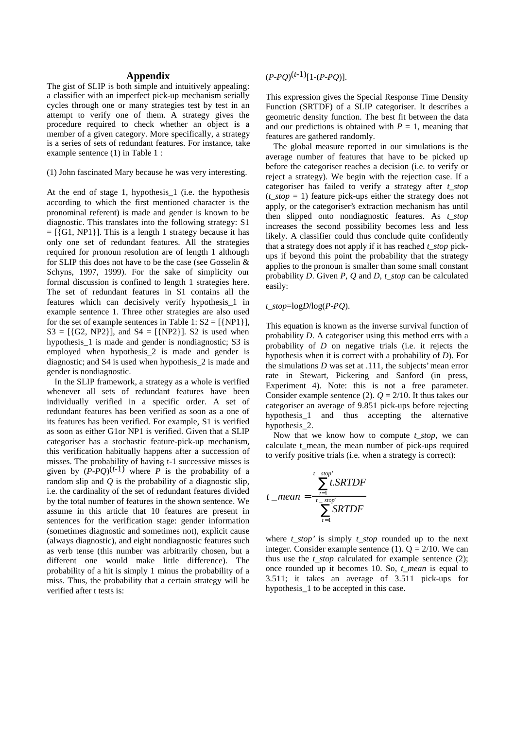## Appendix

The gist of SLIP is both simple and intuitively appealing: a classifier with an imperfect pick-up mechanism serially cycles through one or many strategies test by test in an attempt to verify one of them. A strategy gives the procedure required to check whether an object is a member of a given category. More specifically, a strategy is a series of sets of redundant features. For instance, take example sentence (1) in Table 1 :

(1) John fascinated Mary because he was very interesting.

At the end of stage 1, hypothesis_1 (i.e. the hypothesis according to which the first mentioned character is the pronominal referent) is made and gender is known to be diagnostic. This translates into the following strategy: S1 = [{G1, NP1}]. This is a length 1 strategy because it has only one set of redundant features. All the strategies required for pronoun resolution are of length 1 although for SLIP this does not have to be the case (see Gosselin & Schyns, 1997, 1999). For the sake of simplicity our formal discussion is confined to length 1 strategies here. The set of redundant features in S1 contains all the features which can decisively verify hypothesis_1 in example sentence 1. Three other strategies are also used for the set of example sentences in Table 1: S2 = [{NP1}], S3 = [{G2, NP2}], and S4 = [{NP2}]. S2 is used when hypothesis_1 is made and gender is nondiagnostic; S3 is employed when hypothesis_2 is made and gender is diagnostic; and S4 is used when hypothesis_2 is made and gender is nondiagnostic.

In the SLIP framework, a strategy as a whole is verified whenever all sets of redundant features have been individually verified in a specific order. A set of redundant features has been verified as soon as a one of its features has been verified. For example, S1 is verified as soon as either G1or NP1 is verified. Given that a SLIP categoriser has a stochastic feature-pick-up mechanism, this verification habitually happens after a succession of misses. The probability of having t-1 successive misses is given by $(P\text{-}PQ)^{(t\text{-}1)}$ where $P$ is the probability of a random slip and $Q$ is the probability of a diagnostic slip, i.e. the cardinality of the set of redundant features divided by the total number of features in the shown sentence. We assume in this article that 10 features are present in sentences for the verification stage: gender information (sometimes diagnostic and sometimes not), explicit cause (always diagnostic), and eight nondiagnostic features such as verb tense (this number was arbitrarily chosen, but a different one would make little difference). The probability of a hit is simply 1 minus the probability of a miss. Thus, the probability that a certain strategy will be verified after t tests is:

$$(P\text{-}PQ)^{(t\text{-}1)}[1\text{-}(P\text{-}PQ)].$$

This expression gives the Special Response Time Density Function (SRTDF) of a SLIP categoriser. It describes a geometric density function. The best fit between the data and our predictions is obtained with $P = 1$, meaning that features are gathered randomly.

The global measure reported in our simulations is the average number of features that have to be picked up before the categoriser reaches a decision (i.e. to verify or reject a strategy). We begin with the rejection case. If a categoriser has failed to verify a strategy after *t_stop* (*t_stop* = 1) feature pick-ups either the strategy does not apply, or the categoriser's extraction mechanism has until then slipped onto nondiagnostic features. As *t_stop* increases the second possibility becomes less and less likely. A classifier could thus conclude quite confidently that a strategy does not apply if it has reached *t_stop* pick-ups if beyond this point the probability that the strategy applies to the pronoun is smaller than some small constant probability $D$. Given $P$, $Q$ and $D$, *t_stop* can be calculated easily:

$$t\_stop = \log D / \log(P\text{-}PQ).$$

This equation is known as the inverse survival function of probability $D$. A categoriser using this method errs with a probability of $D$ on negative trials (i.e. it rejects the hypothesis when it is correct with a probability of $D$). For the simulations $D$ was set at .111, the subjects' mean error rate in Stewart, Pickering and Sanford (in press, Experiment 4). Note: this is not a free parameter. Consider example sentence (2). $Q = 2/10$. It thus takes our categoriser an average of 9.851 pick-ups before rejecting hypothesis_1 and thus accepting the alternative hypothesis_2.

Now that we know how to compute *t_stop*, we can calculate t_mean, the mean number of pick-ups required to verify positive trials (i.e. when a strategy is correct):

$$t\_mean = \frac{\sum_{t=1}^{t\_stop'} t.SRTDF}{\sum_{t=1}^{t\_stop'} SRTDF}$$

where *t_stop'* is simply *t_stop* rounded up to the next integer. Consider example sentence (1). $Q = 2/10$. We can thus use the *t_stop* calculated for example sentence (2); once rounded up it becomes 10. So, *t_mean* is equal to 3.511; it takes an average of 3.511 pick-ups for hypothesis_1 to be accepted in this case.